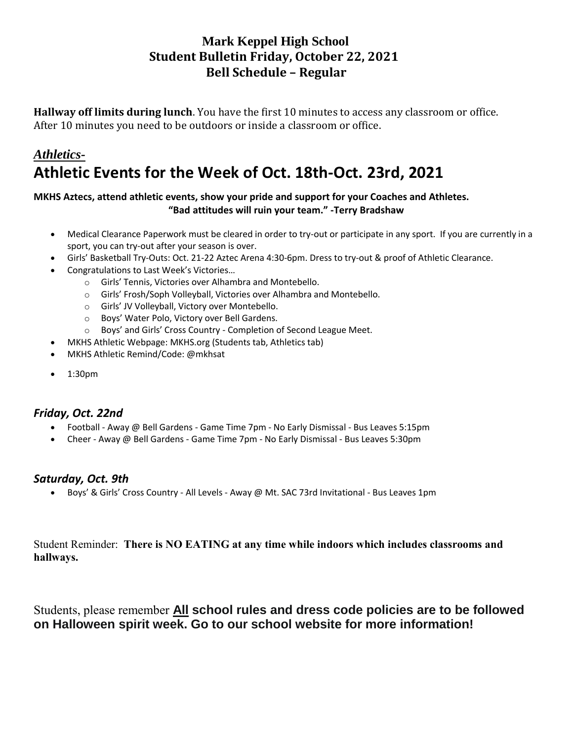**Mark Keppel High School**
**Student Bulletin Friday, October 22, 2021**
**Bell Schedule – Regular**

**Hallway off limits during lunch**. You have the first 10 minutes to access any classroom or office. After 10 minutes you need to be outdoors or inside a classroom or office.

## *Athletics-*

# Athletic Events for the Week of Oct. 18th-Oct. 23rd, 2021

**MKHS Aztecs, attend athletic events, show your pride and support for your Coaches and Athletes.**
**"Bad attitudes will ruin your team." -Terry Bradshaw**

- Medical Clearance Paperwork must be cleared in order to try-out or participate in any sport. If you are currently in a sport, you can try-out after your season is over.
- Girls' Basketball Try-Outs: Oct. 21-22 Aztec Arena 4:30-6pm. Dress to try-out & proof of Athletic Clearance.
- Congratulations to Last Week's Victories…
  - Girls' Tennis, Victories over Alhambra and Montebello.
  - Girls' Frosh/Soph Volleyball, Victories over Alhambra and Montebello.
  - Girls' JV Volleyball, Victory over Montebello.
  - Boys' Water Polo, Victory over Bell Gardens.
  - Boys' and Girls' Cross Country - Completion of Second League Meet.
- MKHS Athletic Webpage: MKHS.org (Students tab, Athletics tab)
- MKHS Athletic Remind/Code: @mkhsat
- 1:30pm

### *Friday, Oct. 22nd*

- Football - Away @ Bell Gardens - Game Time 7pm - No Early Dismissal - Bus Leaves 5:15pm
- Cheer - Away @ Bell Gardens - Game Time 7pm - No Early Dismissal - Bus Leaves 5:30pm

### *Saturday, Oct. 9th*

- Boys' & Girls' Cross Country - All Levels - Away @ Mt. SAC 73rd Invitational - Bus Leaves 1pm

Student Reminder: **There is NO EATING at any time while indoors which includes classrooms and hallways.**

Students, please remember **<u>All</u> school rules and dress code policies are to be followed on Halloween spirit week. Go to our school website for more information!**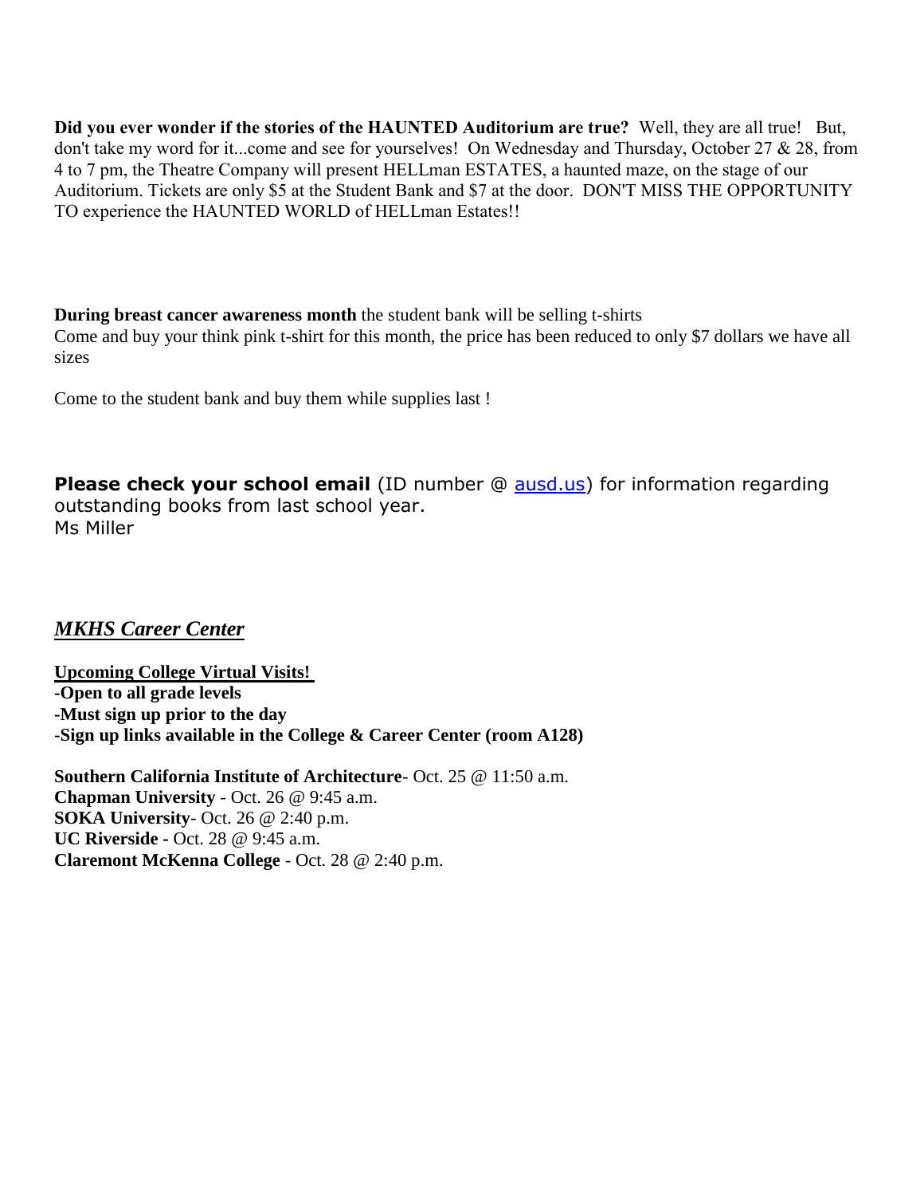**Did you ever wonder if the stories of the HAUNTED Auditorium are true?** Well, they are all true! But, don't take my word for it...come and see for yourselves! On Wednesday and Thursday, October 27 & 28, from 4 to 7 pm, the Theatre Company will present HELLman ESTATES, a haunted maze, on the stage of our Auditorium. Tickets are only $5 at the Student Bank and $7 at the door. DON'T MISS THE OPPORTUNITY TO experience the HAUNTED WORLD of HELLman Estates!!

**During breast cancer awareness month** the student bank will be selling t-shirts
Come and buy your think pink t-shirt for this month, the price has been reduced to only $7 dollars we have all sizes

Come to the student bank and buy them while supplies last !

**Please check your school email** (ID number @ ausd.us) for information regarding outstanding books from last school year.
Ms Miller

## ***MKHS Career Center***

**Upcoming College Virtual Visits!**
**-Open to all grade levels**
**-Must sign up prior to the day**
**-Sign up links available in the College & Career Center (room A128)**

**Southern California Institute of Architecture**- Oct. 25 @ 11:50 a.m.
**Chapman University** - Oct. 26 @ 9:45 a.m.
**SOKA University**- Oct. 26 @ 2:40 p.m.
**UC Riverside -** Oct. 28 @ 9:45 a.m.
**Claremont McKenna College** - Oct. 28 @ 2:40 p.m.